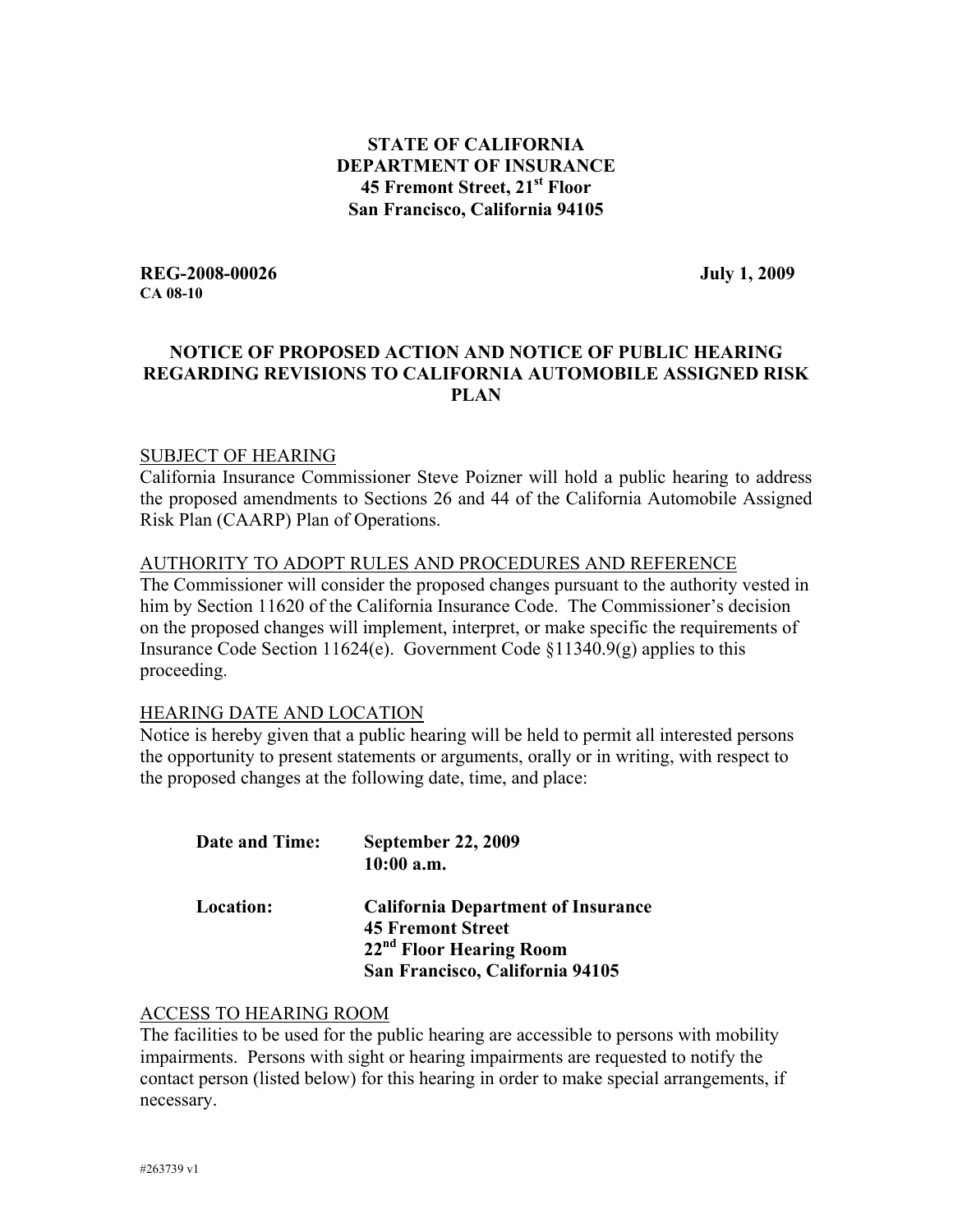**STATE OF CALIFORNIA**
**DEPARTMENT OF INSURANCE**
**45 Fremont Street, 21st Floor**
**San Francisco, California 94105**

**REG-2008-00026** **July 1, 2009**
**CA 08-10**

# NOTICE OF PROPOSED ACTION AND NOTICE OF PUBLIC HEARING REGARDING REVISIONS TO CALIFORNIA AUTOMOBILE ASSIGNED RISK PLAN

## SUBJECT OF HEARING

California Insurance Commissioner Steve Poizner will hold a public hearing to address the proposed amendments to Sections 26 and 44 of the California Automobile Assigned Risk Plan (CAARP) Plan of Operations.

## AUTHORITY TO ADOPT RULES AND PROCEDURES AND REFERENCE

The Commissioner will consider the proposed changes pursuant to the authority vested in him by Section 11620 of the California Insurance Code. The Commissioner's decision on the proposed changes will implement, interpret, or make specific the requirements of Insurance Code Section 11624(e). Government Code §11340.9(g) applies to this proceeding.

## HEARING DATE AND LOCATION

Notice is hereby given that a public hearing will be held to permit all interested persons the opportunity to present statements or arguments, orally or in writing, with respect to the proposed changes at the following date, time, and place:

| | |
|---|---|
| **Date and Time:** | **September 22, 2009**<br>**10:00 a.m.** |
| **Location:** | **California Department of Insurance**<br>**45 Fremont Street**<br>**22nd Floor Hearing Room**<br>**San Francisco, California 94105** |

## ACCESS TO HEARING ROOM

The facilities to be used for the public hearing are accessible to persons with mobility impairments. Persons with sight or hearing impairments are requested to notify the contact person (listed below) for this hearing in order to make special arrangements, if necessary.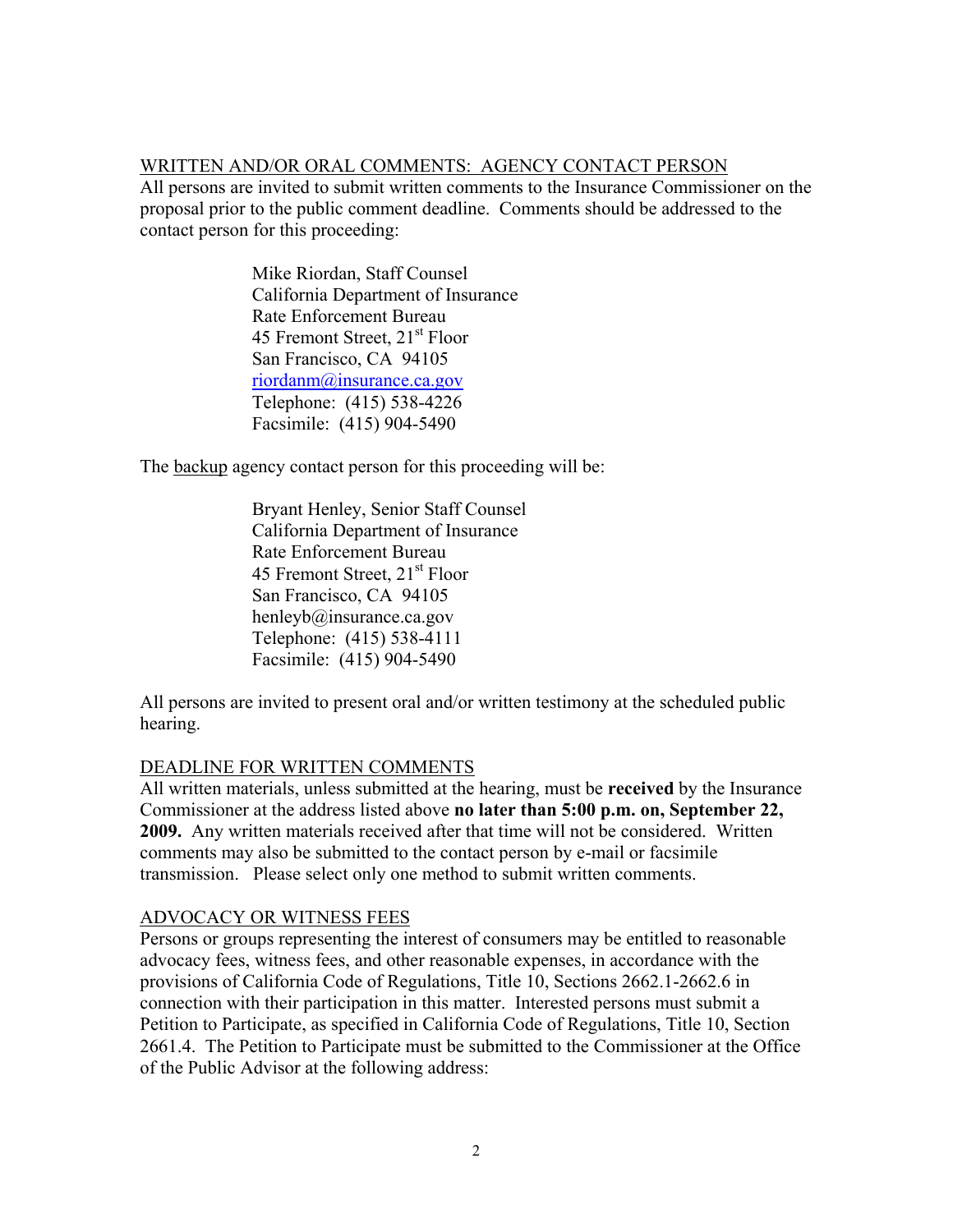## WRITTEN AND/OR ORAL COMMENTS: AGENCY CONTACT PERSON

All persons are invited to submit written comments to the Insurance Commissioner on the proposal prior to the public comment deadline. Comments should be addressed to the contact person for this proceeding:

> Mike Riordan, Staff Counsel
> California Department of Insurance
> Rate Enforcement Bureau
> 45 Fremont Street, 21st Floor
> San Francisco, CA 94105
> riordanm@insurance.ca.gov
> Telephone: (415) 538-4226
> Facsimile: (415) 904-5490

The backup agency contact person for this proceeding will be:

> Bryant Henley, Senior Staff Counsel
> California Department of Insurance
> Rate Enforcement Bureau
> 45 Fremont Street, 21st Floor
> San Francisco, CA 94105
> henleyb@insurance.ca.gov
> Telephone: (415) 538-4111
> Facsimile: (415) 904-5490

All persons are invited to present oral and/or written testimony at the scheduled public hearing.

## DEADLINE FOR WRITTEN COMMENTS

All written materials, unless submitted at the hearing, must be **received** by the Insurance Commissioner at the address listed above **no later than 5:00 p.m. on, September 22, 2009.** Any written materials received after that time will not be considered. Written comments may also be submitted to the contact person by e-mail or facsimile transmission. Please select only one method to submit written comments.

## ADVOCACY OR WITNESS FEES

Persons or groups representing the interest of consumers may be entitled to reasonable advocacy fees, witness fees, and other reasonable expenses, in accordance with the provisions of California Code of Regulations, Title 10, Sections 2662.1-2662.6 in connection with their participation in this matter. Interested persons must submit a Petition to Participate, as specified in California Code of Regulations, Title 10, Section 2661.4. The Petition to Participate must be submitted to the Commissioner at the Office of the Public Advisor at the following address: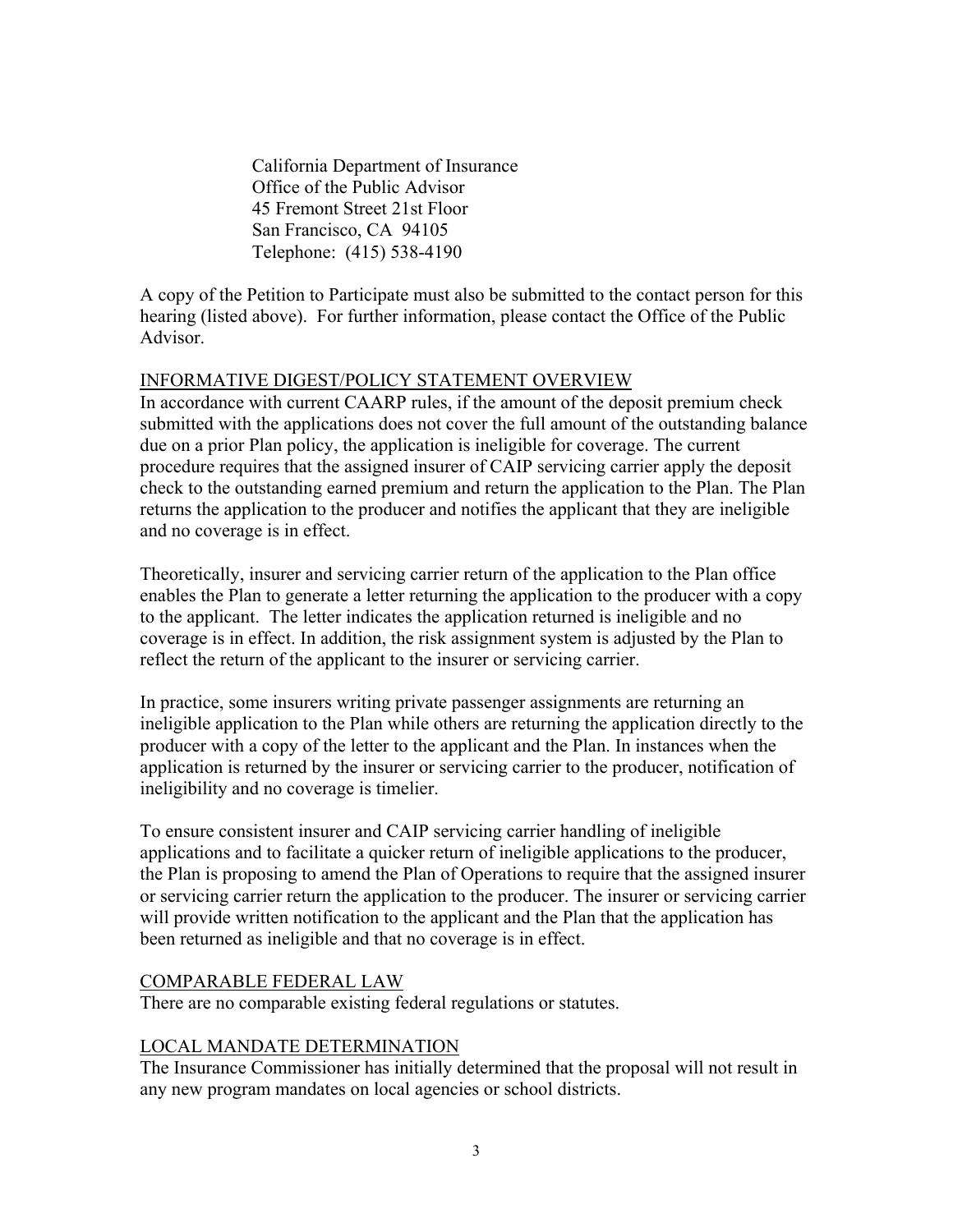California Department of Insurance  
Office of the Public Advisor  
45 Fremont Street 21st Floor  
San Francisco, CA 94105  
Telephone: (415) 538-4190

A copy of the Petition to Participate must also be submitted to the contact person for this hearing (listed above). For further information, please contact the Office of the Public Advisor.

## INFORMATIVE DIGEST/POLICY STATEMENT OVERVIEW

In accordance with current CAARP rules, if the amount of the deposit premium check submitted with the applications does not cover the full amount of the outstanding balance due on a prior Plan policy, the application is ineligible for coverage. The current procedure requires that the assigned insurer of CAIP servicing carrier apply the deposit check to the outstanding earned premium and return the application to the Plan. The Plan returns the application to the producer and notifies the applicant that they are ineligible and no coverage is in effect.

Theoretically, insurer and servicing carrier return of the application to the Plan office enables the Plan to generate a letter returning the application to the producer with a copy to the applicant. The letter indicates the application returned is ineligible and no coverage is in effect. In addition, the risk assignment system is adjusted by the Plan to reflect the return of the applicant to the insurer or servicing carrier.

In practice, some insurers writing private passenger assignments are returning an ineligible application to the Plan while others are returning the application directly to the producer with a copy of the letter to the applicant and the Plan. In instances when the application is returned by the insurer or servicing carrier to the producer, notification of ineligibility and no coverage is timelier.

To ensure consistent insurer and CAIP servicing carrier handling of ineligible applications and to facilitate a quicker return of ineligible applications to the producer, the Plan is proposing to amend the Plan of Operations to require that the assigned insurer or servicing carrier return the application to the producer. The insurer or servicing carrier will provide written notification to the applicant and the Plan that the application has been returned as ineligible and that no coverage is in effect.

## COMPARABLE FEDERAL LAW

There are no comparable existing federal regulations or statutes.

## LOCAL MANDATE DETERMINATION

The Insurance Commissioner has initially determined that the proposal will not result in any new program mandates on local agencies or school districts.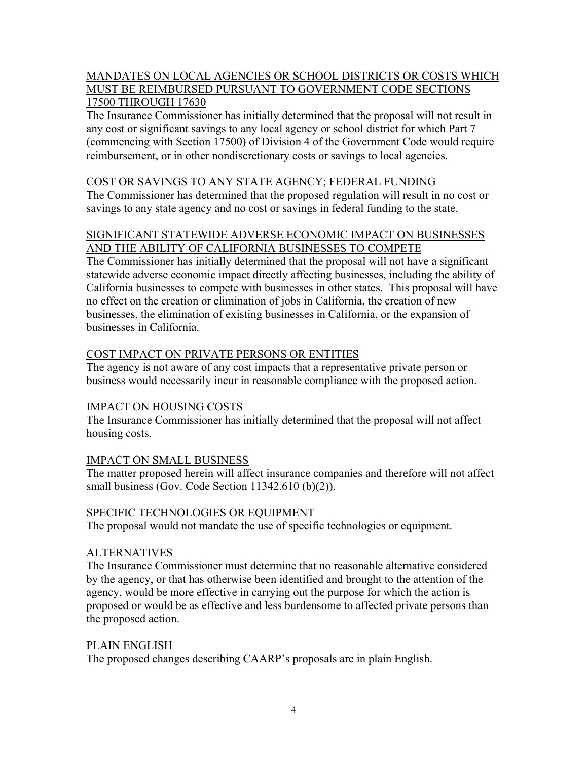## MANDATES ON LOCAL AGENCIES OR SCHOOL DISTRICTS OR COSTS WHICH MUST BE REIMBURSED PURSUANT TO GOVERNMENT CODE SECTIONS 17500 THROUGH 17630

The Insurance Commissioner has initially determined that the proposal will not result in any cost or significant savings to any local agency or school district for which Part 7 (commencing with Section 17500) of Division 4 of the Government Code would require reimbursement, or in other nondiscretionary costs or savings to local agencies.

## COST OR SAVINGS TO ANY STATE AGENCY; FEDERAL FUNDING

The Commissioner has determined that the proposed regulation will result in no cost or savings to any state agency and no cost or savings in federal funding to the state.

## SIGNIFICANT STATEWIDE ADVERSE ECONOMIC IMPACT ON BUSINESSES AND THE ABILITY OF CALIFORNIA BUSINESSES TO COMPETE

The Commissioner has initially determined that the proposal will not have a significant statewide adverse economic impact directly affecting businesses, including the ability of California businesses to compete with businesses in other states. This proposal will have no effect on the creation or elimination of jobs in California, the creation of new businesses, the elimination of existing businesses in California, or the expansion of businesses in California.

## COST IMPACT ON PRIVATE PERSONS OR ENTITIES

The agency is not aware of any cost impacts that a representative private person or business would necessarily incur in reasonable compliance with the proposed action.

## IMPACT ON HOUSING COSTS

The Insurance Commissioner has initially determined that the proposal will not affect housing costs.

## IMPACT ON SMALL BUSINESS

The matter proposed herein will affect insurance companies and therefore will not affect small business (Gov. Code Section 11342.610 (b)(2)).

## SPECIFIC TECHNOLOGIES OR EQUIPMENT

The proposal would not mandate the use of specific technologies or equipment.

## ALTERNATIVES

The Insurance Commissioner must determine that no reasonable alternative considered by the agency, or that has otherwise been identified and brought to the attention of the agency, would be more effective in carrying out the purpose for which the action is proposed or would be as effective and less burdensome to affected private persons than the proposed action.

## PLAIN ENGLISH

The proposed changes describing CAARP's proposals are in plain English.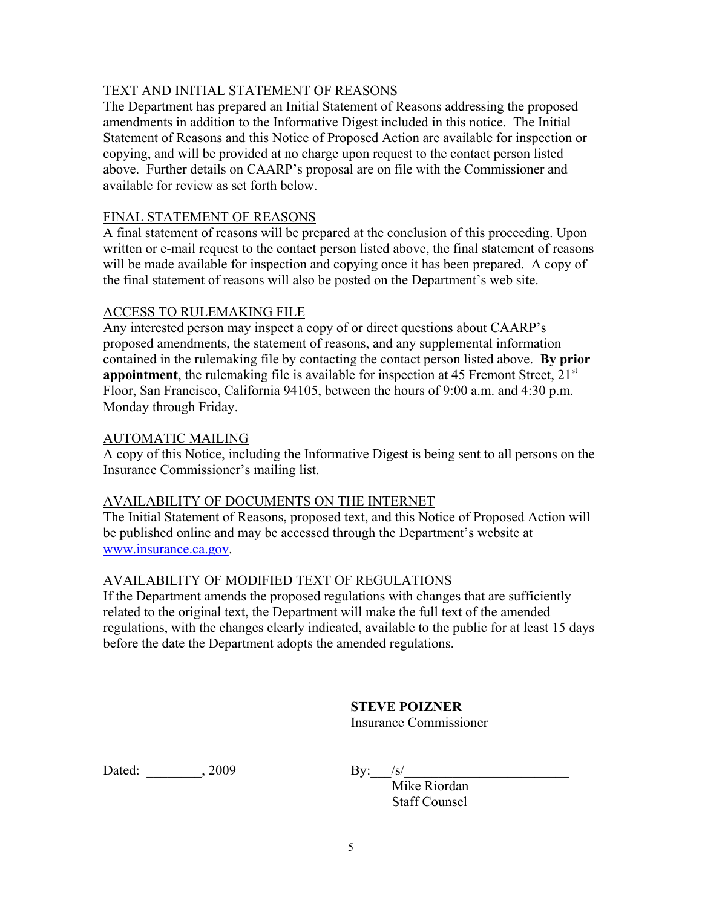TEXT AND INITIAL STATEMENT OF REASONS

The Department has prepared an Initial Statement of Reasons addressing the proposed amendments in addition to the Informative Digest included in this notice. The Initial Statement of Reasons and this Notice of Proposed Action are available for inspection or copying, and will be provided at no charge upon request to the contact person listed above. Further details on CAARP's proposal are on file with the Commissioner and available for review as set forth below.

FINAL STATEMENT OF REASONS

A final statement of reasons will be prepared at the conclusion of this proceeding. Upon written or e-mail request to the contact person listed above, the final statement of reasons will be made available for inspection and copying once it has been prepared. A copy of the final statement of reasons will also be posted on the Department's web site.

ACCESS TO RULEMAKING FILE

Any interested person may inspect a copy of or direct questions about CAARP's proposed amendments, the statement of reasons, and any supplemental information contained in the rulemaking file by contacting the contact person listed above. **By prior appointment**, the rulemaking file is available for inspection at 45 Fremont Street, 21st Floor, San Francisco, California 94105, between the hours of 9:00 a.m. and 4:30 p.m. Monday through Friday.

AUTOMATIC MAILING

A copy of this Notice, including the Informative Digest is being sent to all persons on the Insurance Commissioner's mailing list.

AVAILABILITY OF DOCUMENTS ON THE INTERNET

The Initial Statement of Reasons, proposed text, and this Notice of Proposed Action will be published online and may be accessed through the Department's website at www.insurance.ca.gov.

AVAILABILITY OF MODIFIED TEXT OF REGULATIONS

If the Department amends the proposed regulations with changes that are sufficiently related to the original text, the Department will make the full text of the amended regulations, with the changes clearly indicated, available to the public for at least 15 days before the date the Department adopts the amended regulations.

**STEVE POIZNER**
Insurance Commissioner

Dated: ________, 2009

By: /s/________________________
Mike Riordan
Staff Counsel